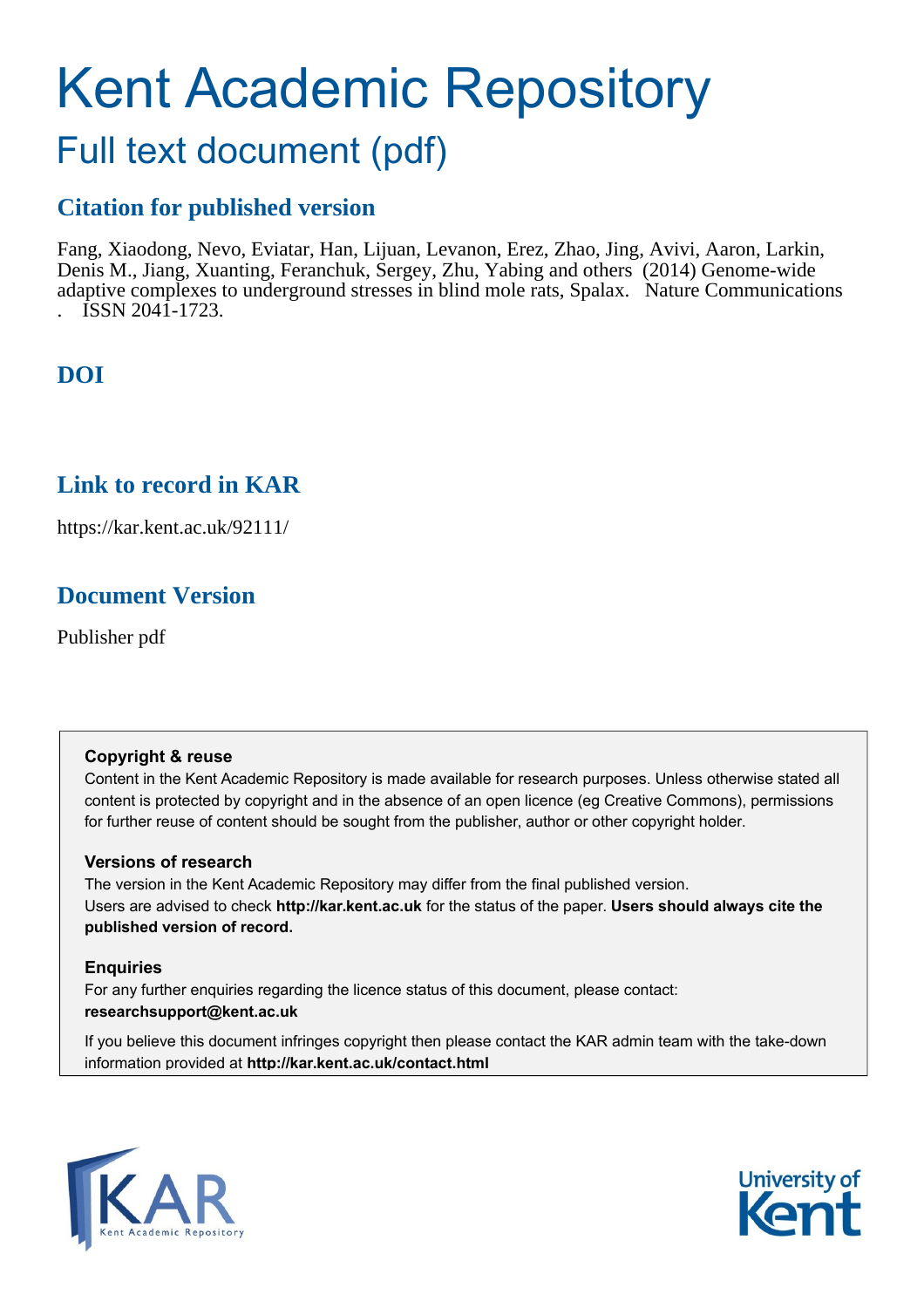# Kent Academic Repository

## Full text document (pdf)

### Citation for published version

Fang, Xiaodong, Nevo, Eviatar, Han, Lijuan, Levanon, Erez, Zhao, Jing, Avivi, Aaron, Larkin, Denis M., Jiang, Xuanting, Feranchuk, Sergey, Zhu, Yabing and others (2014) Genome-wide adaptive complexes to underground stresses in blind mole rats, Spalax. Nature Communications . ISSN 2041-1723.

### DOI

### Link to record in KAR

https://kar.kent.ac.uk/92111/

### Document Version

Publisher pdf

**Copyright & reuse**

Content in the Kent Academic Repository is made available for research purposes. Unless otherwise stated all content is protected by copyright and in the absence of an open licence (eg Creative Commons), permissions for further reuse of content should be sought from the publisher, author or other copyright holder.

**Versions of research**

The version in the Kent Academic Repository may differ from the final published version. Users are advised to check **http://kar.kent.ac.uk** for the status of the paper. **Users should always cite the published version of record.**

**Enquiries**

For any further enquiries regarding the licence status of this document, please contact: **researchsupport@kent.ac.uk**

If you believe this document infringes copyright then please contact the KAR admin team with the take-down information provided at **http://kar.kent.ac.uk/contact.html**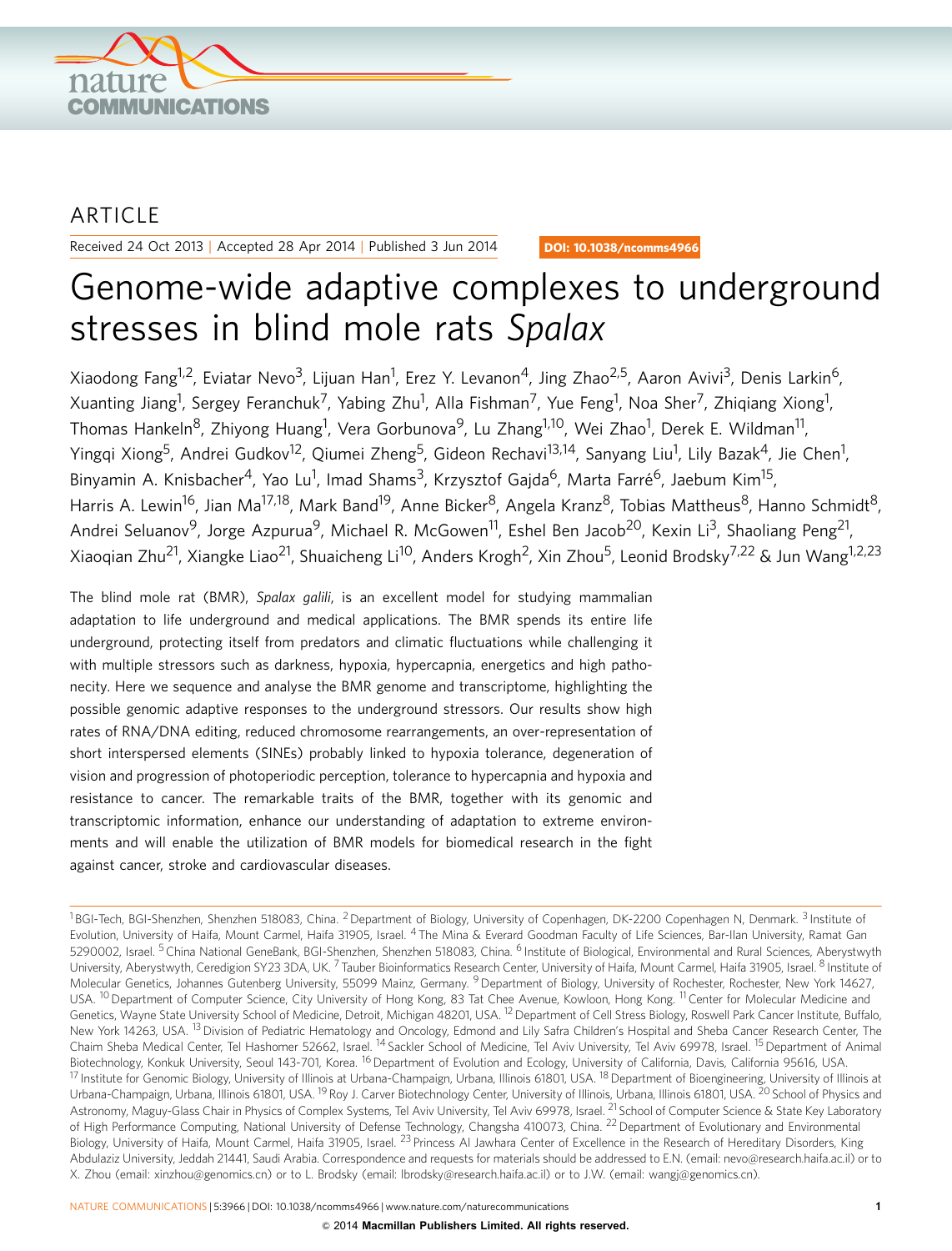ARTICLE

Received 24 Oct 2013 | Accepted 28 Apr 2014 | Published 3 Jun 2014

DOI: 10.1038/ncomms4966

# Genome-wide adaptive complexes to underground stresses in blind mole rats *Spalax*

Xiaodong Fang[1,2], Eviatar Nevo[3], Lijuan Han[1], Erez Y. Levanon[4], Jing Zhao[2,5], Aaron Avivi[3], Denis Larkin[6], Xuanting Jiang[1], Sergey Feranchuk[7], Yabing Zhu[1], Alla Fishman[7], Yue Feng[1], Noa Sher[7], Zhiqiang Xiong[1], Thomas Hankeln[8], Zhiyong Huang[1], Vera Gorbunova[9], Lu Zhang[1,10], Wei Zhao[1], Derek E. Wildman[11], Yingqi Xiong[5], Andrei Gudkov[12], Qiumei Zheng[5], Gideon Rechavi[13,14], Sanyang Liu[1], Lily Bazak[4], Jie Chen[1], Binyamin A. Knisbacher[4], Yao Lu[1], Imad Shams[3], Krzysztof Gajda[6], Marta Farré[6], Jaebum Kim[15], Harris A. Lewin[16], Jian Ma[17,18], Mark Band[19], Anne Bicker[8], Angela Kranz[8], Tobias Mattheus[8], Hanno Schmidt[8], Andrei Seluanov[9], Jorge Azpurua[9], Michael R. McGowen[11], Eshel Ben Jacob[20], Kexin Li[3], Shaoliang Peng[21], Xiaoqian Zhu[21], Xiangke Liao[21], Shuaicheng Li[10], Anders Krogh[2], Xin Zhou[5], Leonid Brodsky[7,22] & Jun Wang[1,2,23]

The blind mole rat (BMR), *Spalax galili*, is an excellent model for studying mammalian adaptation to life underground and medical applications. The BMR spends its entire life underground, protecting itself from predators and climatic fluctuations while challenging it with multiple stressors such as darkness, hypoxia, hypercapnia, energetics and high pathonecity. Here we sequence and analyse the BMR genome and transcriptome, highlighting the possible genomic adaptive responses to the underground stressors. Our results show high rates of RNA/DNA editing, reduced chromosome rearrangements, an over-representation of short interspersed elements (SINEs) probably linked to hypoxia tolerance, degeneration of vision and progression of photoperiodic perception, tolerance to hypercapnia and hypoxia and resistance to cancer. The remarkable traits of the BMR, together with its genomic and transcriptomic information, enhance our understanding of adaptation to extreme environments and will enable the utilization of BMR models for biomedical research in the fight against cancer, stroke and cardiovascular diseases.

[1] BGI-Tech, BGI-Shenzhen, Shenzhen 518083, China. [2] Department of Biology, University of Copenhagen, DK-2200 Copenhagen N, Denmark. [3] Institute of Evolution, University of Haifa, Mount Carmel, Haifa 31905, Israel. [4] The Mina & Everard Goodman Faculty of Life Sciences, Bar-Ilan University, Ramat Gan 5290002, Israel. [5] China National GeneBank, BGI-Shenzhen, Shenzhen 518083, China. [6] Institute of Biological, Environmental and Rural Sciences, Aberystwyth University, Aberystwyth, Ceredigion SY23 3DA, UK. [7] Tauber Bioinformatics Research Center, University of Haifa, Mount Carmel, Haifa 31905, Israel. [8] Institute of Molecular Genetics, Johannes Gutenberg University, 55099 Mainz, Germany. [9] Department of Biology, University of Rochester, Rochester, New York 14627, USA. [10] Department of Computer Science, City University of Hong Kong, 83 Tat Chee Avenue, Kowloon, Hong Kong. [11] Center for Molecular Medicine and Genetics, Wayne State University School of Medicine, Detroit, Michigan 48201, USA. [12] Department of Cell Stress Biology, Roswell Park Cancer Institute, Buffalo, New York 14263, USA. [13] Division of Pediatric Hematology and Oncology, Edmond and Lily Safra Children's Hospital and Sheba Cancer Research Center, The Chaim Sheba Medical Center, Tel Hashomer 52662, Israel. [14] Sackler School of Medicine, Tel Aviv University, Tel Aviv 69978, Israel. [15] Department of Animal Biotechnology, Konkuk University, Seoul 143-701, Korea. [16] Department of Evolution and Ecology, University of California, Davis, California 95616, USA. [17] Institute for Genomic Biology, University of Illinois at Urbana-Champaign, Urbana, Illinois 61801, USA. [18] Department of Bioengineering, University of Illinois at Urbana-Champaign, Urbana, Illinois 61801, USA. [19] Roy J. Carver Biotechnology Center, University of Illinois, Urbana, Illinois 61801, USA. [20] School of Physics and Astronomy, Maguy-Glass Chair in Physics of Complex Systems, Tel Aviv University, Tel Aviv 69978, Israel. [21] School of Computer Science & State Key Laboratory of High Performance Computing, National University of Defense Technology, Changsha 410073, China. [22] Department of Evolutionary and Environmental Biology, University of Haifa, Mount Carmel, Haifa 31905, Israel. [23] Princess Al Jawhara Center of Excellence in the Research of Hereditary Disorders, King Abdulaziz University, Jeddah 21441, Saudi Arabia. Correspondence and requests for materials should be addressed to E.N. (email: nevo@research.haifa.ac.il) or to X. Zhou (email: xinzhou@genomics.cn) or to L. Brodsky (email: lbrodsky@research.haifa.ac.il) or to J.W. (email: wangj@genomics.cn).

© 2014 Macmillan Publishers Limited. All rights reserved.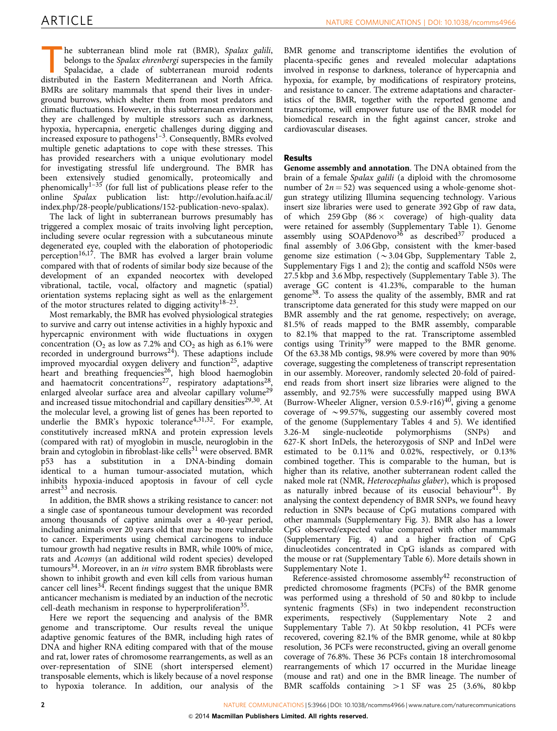The subterranean blind mole rat (BMR), *Spalax galili*, belongs to the *Spalax ehrenbergi* superspecies in the family Spalacidae, a clade of subterranean muroid rodents distributed in the Eastern Mediterranean and North Africa. BMRs are solitary mammals that spend their lives in underground burrows, which shelter them from most predators and climatic fluctuations. However, in this subterranean environment they are challenged by multiple stressors such as darkness, hypoxia, hypercapnia, energetic challenges during digging and increased exposure to pathogens[1–3]. Consequently, BMRs evolved multiple genetic adaptations to cope with these stresses. This has provided researchers with a unique evolutionary model for investigating stressful life underground. The BMR has been extensively studied genomically, proteomically and phenomically[1–35] (for full list of publications please refer to the online *Spalax* publication list: http://evolution.haifa.ac.il/index.php/28-people/publications/152-publication-nevo-spalax).

The lack of light in subterranean burrows presumably has triggered a complex mosaic of traits involving light perception, including severe ocular regression with a subcutaneous minute degenerated eye, coupled with the elaboration of photoperiodic perception[16,17]. The BMR has evolved a larger brain volume compared with that of rodents of similar body size because of the development of an expanded neocortex with developed vibrational, tactile, vocal, olfactory and magnetic (spatial) orientation systems replacing sight as well as the enlargement of the motor structures related to digging activity[18–23].

Most remarkably, the BMR has evolved physiological strategies to survive and carry out intense activities in a highly hypoxic and hypercapnic environment with wide fluctuations in oxygen concentration ($O_2$ as low as 7.2% and $CO_2$ as high as 6.1% were recorded in underground burrows[24]). These adaptions include improved myocardial oxygen delivery and function[25], adaptive heart and breathing frequencies[26], high blood haemoglobin and haematocrit concentrations[27], respiratory adaptations[28], enlarged alveolar surface area and alveolar capillary volume[29] and increased tissue mitochondrial and capillary densities[29,30]. At the molecular level, a growing list of genes has been reported to underlie the BMR's hypoxic tolerance[4,31,32]. For example, constitutively increased mRNA and protein expression levels (compared with rat) of myoglobin in muscle, neuroglobin in the brain and cytoglobin in fibroblast-like cells[31] were observed. BMR p53 has a substitution in a DNA-binding domain identical to a human tumour-associated mutation, which inhibits hypoxia-induced apoptosis in favour of cell cycle arrest[33] and necrosis.

In addition, the BMR shows a striking resistance to cancer: not a single case of spontaneous tumour development was recorded among thousands of captive animals over a 40-year period, including animals over 20 years old that may be more vulnerable to cancer. Experiments using chemical carcinogens to induce tumour growth had negative results in BMR, while 100% of mice, rats and *Acomys* (an additional wild rodent species) developed tumours[34]. Moreover, in an *in vitro* system BMR fibroblasts were shown to inhibit growth and even kill cells from various human cancer cell lines[34]. Recent findings suggest that the unique BMR anticancer mechanism is mediated by an induction of the necrotic cell-death mechanism in response to hyperproliferation[35].

Here we report the sequencing and analysis of the BMR genome and transcriptome. Our results reveal the unique adaptive genomic features of the BMR, including high rates of DNA and higher RNA editing compared with that of the mouse and rat, lower rates of chromosome rearrangements, as well as an over-representation of SINE (short interspersed element) transposable elements, which is likely because of a novel response to hypoxia tolerance. In addition, our analysis of the BMR genome and transcriptome identifies the evolution of placenta-specific genes and revealed molecular adaptations involved in response to darkness, tolerance of hypercapnia and hypoxia, for example, by modifications of respiratory proteins, and resistance to cancer. The extreme adaptations and characteristics of the BMR, together with the reported genome and transcriptome, will empower future use of the BMR model for biomedical research in the fight against cancer, stroke and cardiovascular diseases.

## Results

**Genome assembly and annotation**. The DNA obtained from the brain of a female *Spalax galili* (a diploid with the chromosome number of $2n = 52$) was sequenced using a whole-genome shotgun strategy utilizing Illumina sequencing technology. Various insert size libraries were used to generate 392 Gbp of raw data, of which 259 Gbp ($86\times$ coverage) of high-quality data were retained for assembly (Supplementary Table 1). Genome assembly using SOAPdenovo[36] as described[37] produced a final assembly of 3.06 Gbp, consistent with the kmer-based genome size estimation ($\sim$3.04 Gbp, Supplementary Table 2, Supplementary Figs 1 and 2); the contig and scaffold N50s were 27.5 kbp and 3.6 Mbp, respectively (Supplementary Table 3). The average GC content is 41.23%, comparable to the human genome[38]. To assess the quality of the assembly, BMR and rat transcriptome data generated for this study were mapped on our BMR assembly and the rat genome, respectively; on average, 81.5% of reads mapped to the BMR assembly, comparable to 82.1% that mapped to the rat. Transcriptome assembled contigs using Trinity[39] were mapped to the BMR genome. Of the 63.38 Mb contigs, 98.9% were covered by more than 90% coverage, suggesting the completeness of transcript representation in our assembly. Moreover, randomly selected 20-fold of paired-end reads from short insert size libraries were aligned to the assembly, and 92.75% were successfully mapped using BWA (Burrow-Wheeler Aligner, version 0.5.9-r16)[40], giving a genome coverage of $\sim$99.57%, suggesting our assembly covered most of the genome (Supplementary Tables 4 and 5). We identified 3.26-M single-nucleotide polymorphisms (SNPs) and 627-K short InDels, the heterozygosis of SNP and InDel were estimated to be 0.11% and 0.02%, respectively, or 0.13% combined together. This is comparable to the human, but is higher than its relative, another subterranean rodent called the naked mole rat (NMR, *Heterocephalus glaber*), which is proposed as naturally inbred because of its eusocial behaviour[41]. By analysing the context dependency of BMR SNPs, we found heavy reduction in SNPs because of CpG mutations compared with other mammals (Supplementary Fig. 3). BMR also has a lower CpG observed/expected value compared with other mammals (Supplementary Fig. 4) and a higher fraction of CpG dinucleotides concentrated in CpG islands as compared with the mouse or rat (Supplementary Table 6). More details shown in Supplementary Note 1.

Reference-assisted chromosome assembly[42] reconstruction of predicted chromosome fragments (PCFs) of the BMR genome was performed using a threshold of 50 and 80 kbp to include syntenic fragments (SFs) in two independent reconstruction experiments, respectively (Supplementary Note 2 and Supplementary Table 7). At 50 kbp resolution, 41 PCFs were recovered, covering 82.1% of the BMR genome, while at 80 kbp resolution, 36 PCFs were reconstructed, giving an overall genome coverage of 76.8%. These 36 PCFs contain 18 interchromosomal rearrangements of which 17 occurred in the Muridae lineage (mouse and rat) and one in the BMR lineage. The number of BMR scaffolds containing >1 SF was 25 (3.6%, 80 kbp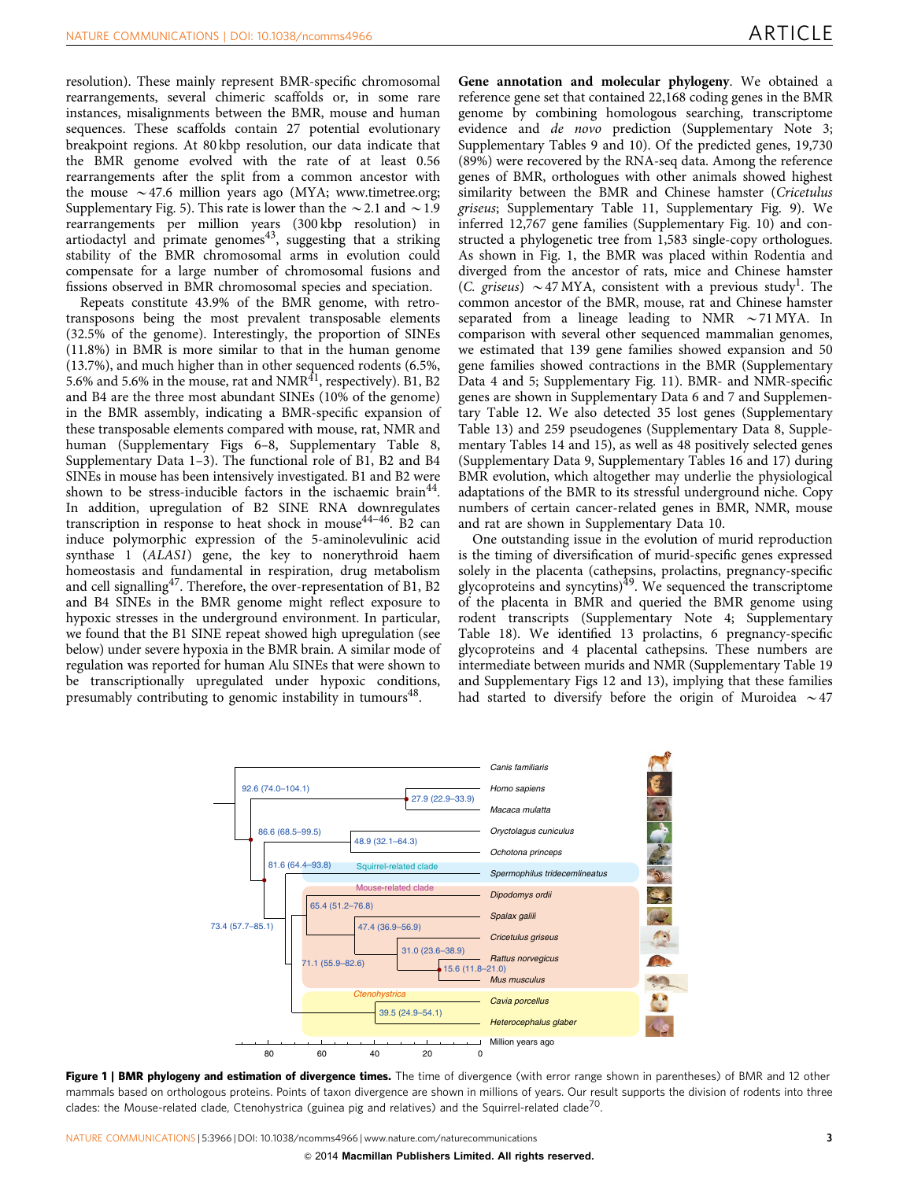resolution). These mainly represent BMR-specific chromosomal rearrangements, several chimeric scaffolds or, in some rare instances, misalignments between the BMR, mouse and human sequences. These scaffolds contain 27 potential evolutionary breakpoint regions. At 80 kbp resolution, our data indicate that the BMR genome evolved with the rate of at least 0.56 rearrangements after the split from a common ancestor with the mouse ~47.6 million years ago (MYA; www.timetree.org; Supplementary Fig. 5). This rate is lower than the ~2.1 and ~1.9 rearrangements per million years (300 kbp resolution) in artiodactyl and primate genomes[43], suggesting that a striking stability of the BMR chromosomal arms in evolution could compensate for a large number of chromosomal fusions and fissions observed in BMR chromosomal species and speciation.

Repeats constitute 43.9% of the BMR genome, with retrotransposons being the most prevalent transposable elements (32.5% of the genome). Interestingly, the proportion of SINEs (11.8%) in BMR is more similar to that in the human genome (13.7%), and much higher than in other sequenced rodents (6.5%, 5.6% and 5.6% in the mouse, rat and NMR[41], respectively). B1, B2 and B4 are the three most abundant SINEs (10% of the genome) in the BMR assembly, indicating a BMR-specific expansion of these transposable elements compared with mouse, rat, NMR and human (Supplementary Figs 6–8, Supplementary Table 8, Supplementary Data 1–3). The functional role of B1, B2 and B4 SINEs in mouse has been intensively investigated. B1 and B2 were shown to be stress-inducible factors in the ischaemic brain[44]. In addition, upregulation of B2 SINE RNA downregulates transcription in response to heat shock in mouse[44–46]. B2 can induce polymorphic expression of the 5-aminolevulinic acid synthase 1 (*ALAS1*) gene, the key to nonerythroid haem homeostasis and fundamental in respiration, drug metabolism and cell signalling[47]. Therefore, the over-representation of B1, B2 and B4 SINEs in the BMR genome might reflect exposure to hypoxic stresses in the underground environment. In particular, we found that the B1 SINE repeat showed high upregulation (see below) under severe hypoxia in the BMR brain. A similar mode of regulation was reported for human Alu SINEs that were shown to be transcriptionally upregulated under hypoxic conditions, presumably contributing to genomic instability in tumours[48].

**Gene annotation and molecular phylogeny**. We obtained a reference gene set that contained 22,168 coding genes in the BMR genome by combining homologous searching, transcriptome evidence and *de novo* prediction (Supplementary Note 3; Supplementary Tables 9 and 10). Of the predicted genes, 19,730 (89%) were recovered by the RNA-seq data. Among the reference genes of BMR, orthologues with other animals showed highest similarity between the BMR and Chinese hamster (*Cricetulus griseus*; Supplementary Table 11, Supplementary Fig. 9). We inferred 12,767 gene families (Supplementary Fig. 10) and constructed a phylogenetic tree from 1,583 single-copy orthologues. As shown in Fig. 1, the BMR was placed within Rodentia and diverged from the ancestor of rats, mice and Chinese hamster (*C. griseus*) ~47 MYA, consistent with a previous study[1]. The common ancestor of the BMR, mouse, rat and Chinese hamster separated from a lineage leading to NMR ~71 MYA. In comparison with several other sequenced mammalian genomes, we estimated that 139 gene families showed expansion and 50 gene families showed contractions in the BMR (Supplementary Data 4 and 5; Supplementary Fig. 11). BMR- and NMR-specific genes are shown in Supplementary Data 6 and 7 and Supplementary Table 12. We also detected 35 lost genes (Supplementary Table 13) and 259 pseudogenes (Supplementary Data 8, Supplementary Tables 14 and 15), as well as 48 positively selected genes (Supplementary Data 9, Supplementary Tables 16 and 17) during BMR evolution, which altogether may underlie the physiological adaptations of the BMR to its stressful underground niche. Copy numbers of certain cancer-related genes in BMR, NMR, mouse and rat are shown in Supplementary Data 10.

One outstanding issue in the evolution of murid reproduction is the timing of diversification of murid-specific genes expressed solely in the placenta (cathepsins, prolactins, pregnancy-specific glycoproteins and syncytins)[49]. We sequenced the transcriptome of the placenta in BMR and queried the BMR genome using rodent transcripts (Supplementary Note 4; Supplementary Table 18). We identified 13 prolactins, 6 pregnancy-specific glycoproteins and 4 placental cathepsins. These numbers are intermediate between murids and NMR (Supplementary Table 19 and Supplementary Figs 12 and 13), implying that these families had started to diversify before the origin of Muroidea ~47

**Figure 1 | BMR phylogeny and estimation of divergence times.** The time of divergence (with error range shown in parentheses) of BMR and 12 other mammals based on orthologous proteins. Points of taxon divergence are shown in millions of years. Our result supports the division of rodents into three clades: the Mouse-related clade, Ctenohystrica (guinea pig and relatives) and the Squirrel-related clade[70].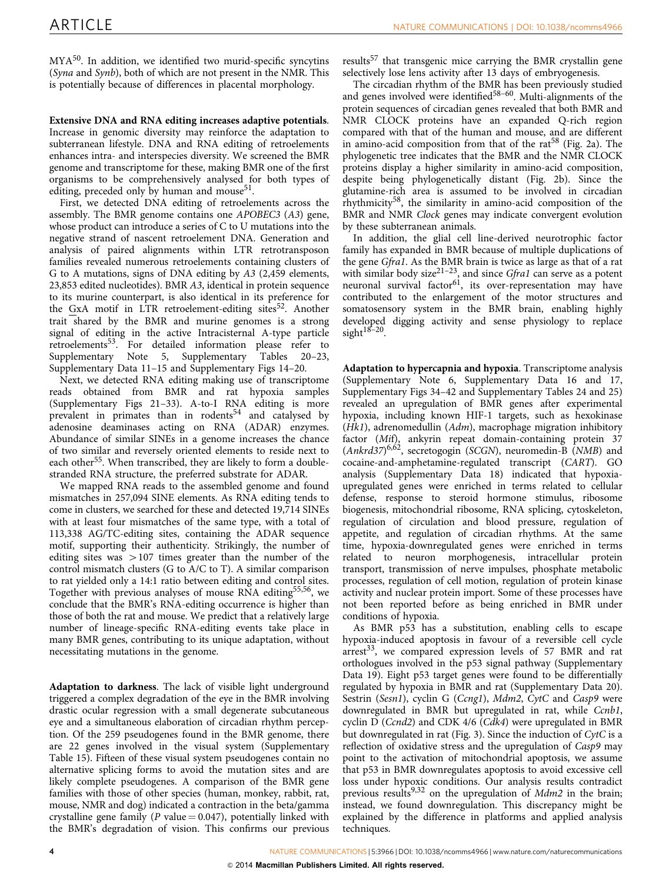MYA[50]. In addition, we identified two murid-specific syncytins (*Syna* and *Synb*), both of which are not present in the NMR. This is potentially because of differences in placental morphology.

**Extensive DNA and RNA editing increases adaptive potentials.** Increase in genomic diversity may reinforce the adaptation to subterranean lifestyle. DNA and RNA editing of retroelements enhances intra- and interspecies diversity. We screened the BMR genome and transcriptome for these, making BMR one of the first organisms to be comprehensively analysed for both types of editing, preceded only by human and mouse[51].

First, we detected DNA editing of retroelements across the assembly. The BMR genome contains one *APOBEC3* (*A3*) gene, whose product can introduce a series of C to U mutations into the negative strand of nascent retroelement DNA. Generation and analysis of paired alignments within LTR retrotransposon families revealed numerous retroelements containing clusters of G to A mutations, signs of DNA editing by *A3* (2,459 elements, 23,853 edited nucleotides). BMR *A3*, identical in protein sequence to its murine counterpart, is also identical in its preference for the GxA motif in LTR retroelement-editing sites[52]. Another trait shared by the BMR and murine genomes is a strong signal of editing in the active Intracisternal A-type particle retroelements[53]. For detailed information please refer to Supplementary Note 5, Supplementary Tables 20–23, Supplementary Data 11–15 and Supplementary Figs 14–20.

Next, we detected RNA editing making use of transcriptome reads obtained from BMR and rat hypoxia samples (Supplementary Figs 21–33). A-to-I RNA editing is more prevalent in primates than in rodents[54] and catalysed by adenosine deaminases acting on RNA (ADAR) enzymes. Abundance of similar SINEs in a genome increases the chance of two similar and reversely oriented elements to reside next to each other[55]. When transcribed, they are likely to form a double-stranded RNA structure, the preferred substrate for ADAR.

We mapped RNA reads to the assembled genome and found mismatches in 257,094 SINE elements. As RNA editing tends to come in clusters, we searched for these and detected 19,714 SINEs with at least four mismatches of the same type, with a total of 113,338 AG/TC-editing sites, containing the ADAR sequence motif, supporting their authenticity. Strikingly, the number of editing sites was $>107$ times greater than the number of the control mismatch clusters (G to A/C to T). A similar comparison to rat yielded only a 14:1 ratio between editing and control sites. Together with previous analyses of mouse RNA editing[55,56], we conclude that the BMR's RNA-editing occurrence is higher than those of both the rat and mouse. We predict that a relatively large number of lineage-specific RNA-editing events take place in many BMR genes, contributing to its unique adaptation, without necessitating mutations in the genome.

**Adaptation to darkness.** The lack of visible light underground triggered a complex degradation of the eye in the BMR involving drastic ocular regression with a small degenerate subcutaneous eye and a simultaneous elaboration of circadian rhythm perception. Of the 259 pseudogenes found in the BMR genome, there are 22 genes involved in the visual system (Supplementary Table 15). Fifteen of these visual system pseudogenes contain no alternative splicing forms to avoid the mutation sites and are likely complete pseudogenes. A comparison of the BMR gene families with those of other species (human, monkey, rabbit, rat, mouse, NMR and dog) indicated a contraction in the beta/gamma crystalline gene family ($P$ value $= 0.047$), potentially linked with the BMR's degradation of vision. This confirms our previous results[57] that transgenic mice carrying the BMR crystallin gene selectively lose lens activity after 13 days of embryogenesis.

The circadian rhythm of the BMR has been previously studied and genes involved were identified[58–60]. Multi-alignments of the protein sequences of circadian genes revealed that both BMR and NMR CLOCK proteins have an expanded Q-rich region compared with that of the human and mouse, and are different in amino-acid composition from that of the rat[58] (Fig. 2a). The phylogenetic tree indicates that the BMR and the NMR CLOCK proteins display a higher similarity in amino-acid composition, despite being phylogenetically distant (Fig. 2b). Since the glutamine-rich area is assumed to be involved in circadian rhythmicity[58], the similarity in amino-acid composition of the BMR and NMR *Clock* genes may indicate convergent evolution by these subterranean animals.

In addition, the glial cell line-derived neurotrophic factor family has expanded in BMR because of multiple duplications of the gene *Gfra1*. As the BMR brain is twice as large as that of a rat with similar body size[21–23], and since *Gfra1* can serve as a potent neuronal survival factor[61], its over-representation may have contributed to the enlargement of the motor structures and somatosensory system in the BMR brain, enabling highly developed digging activity and sense physiology to replace sight[18–20].

**Adaptation to hypercapnia and hypoxia.** Transcriptome analysis (Supplementary Note 6, Supplementary Data 16 and 17, Supplementary Figs 34–42 and Supplementary Tables 24 and 25) revealed an upregulation of BMR genes after experimental hypoxia, including known HIF-1 targets, such as hexokinase (*Hk1*), adrenomedullin (*Adm*), macrophage migration inhibitory factor (*Mif*), ankyrin repeat domain-containing protein 37 (*Ankrd37*)[6,62], secretogogin (*SCGN*), neuromedin-B (*NMB*) and cocaine-and-amphetamine-regulated transcript (*CART*). GO analysis (Supplementary Data 18) indicated that hypoxia-upregulated genes were enriched in terms related to cellular defense, response to steroid hormone stimulus, ribosome biogenesis, mitochondrial ribosome, RNA splicing, cytoskeleton, regulation of circulation and blood pressure, regulation of appetite, and regulation of circadian rhythms. At the same time, hypoxia-downregulated genes were enriched in terms related to neuron morphogenesis, intracellular protein transport, transmission of nerve impulses, phosphate metabolic processes, regulation of cell motion, regulation of protein kinase activity and nuclear protein import. Some of these processes have not been reported before as being enriched in BMR under conditions of hypoxia.

As BMR p53 has a substitution, enabling cells to escape hypoxia-induced apoptosis in favour of a reversible cell cycle arrest[33], we compared expression levels of 57 BMR and rat orthologues involved in the p53 signal pathway (Supplementary Data 19). Eight p53 target genes were found to be differentially regulated by hypoxia in BMR and rat (Supplementary Data 20). Sestrin (*Sesn1*), cyclin G (*Ccng1*), *Mdm2*, *CytC* and *Casp9* were downregulated in BMR but upregulated in rat, while *Ccnb1*, cyclin D (*Ccnd2*) and CDK 4/6 (*Cdk4*) were upregulated in BMR but downregulated in rat (Fig. 3). Since the induction of *CytC* is a reflection of oxidative stress and the upregulation of *Casp9* may point to the activation of mitochondrial apoptosis, we assume that p53 in BMR downregulates apoptosis to avoid excessive cell loss under hypoxic conditions. Our analysis results contradict previous results[9,32] on the upregulation of *Mdm2* in the brain; instead, we found downregulation. This discrepancy might be explained by the difference in platforms and applied analysis techniques.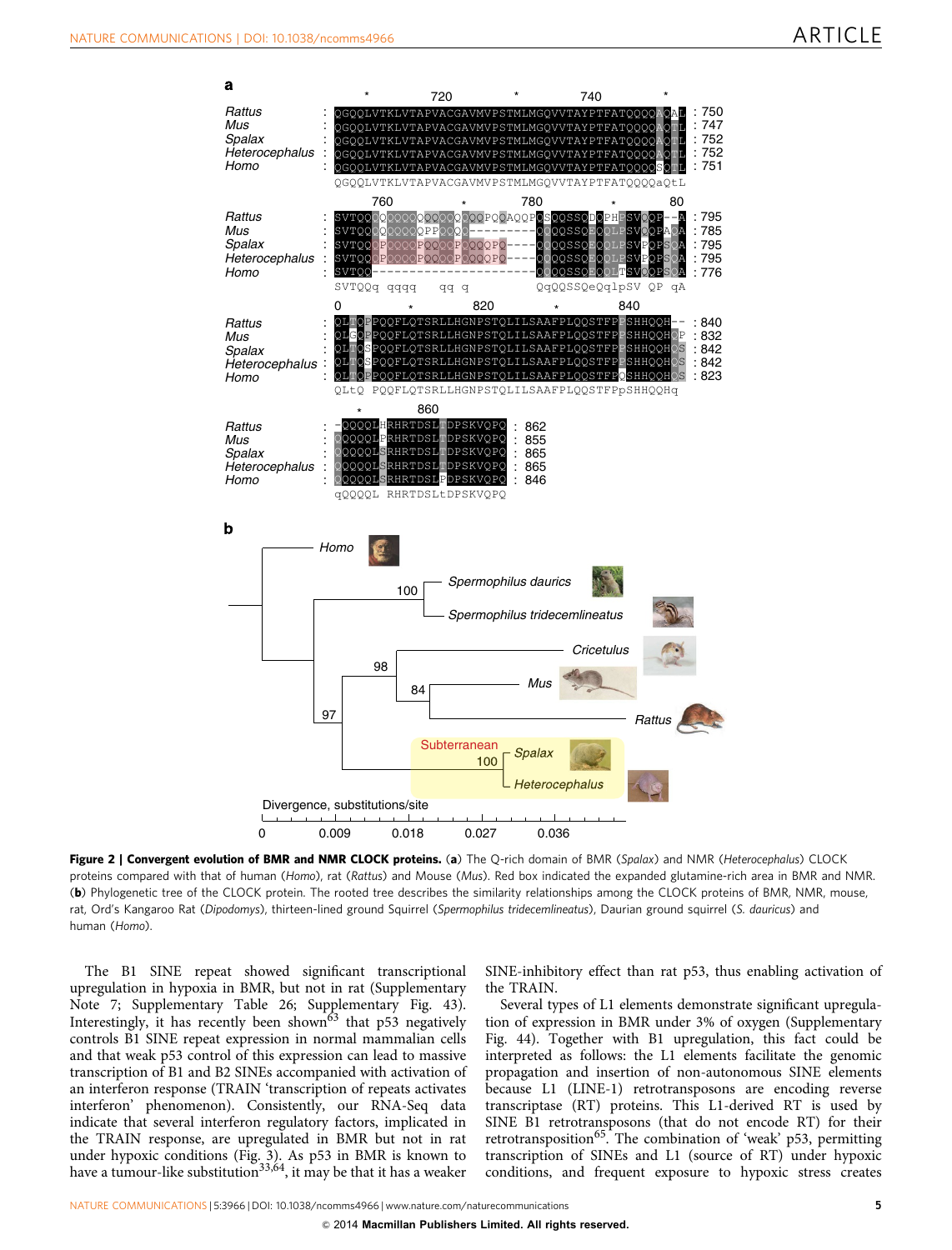**Figure 2 | Convergent evolution of BMR and NMR CLOCK proteins.** (**a**) The Q-rich domain of BMR (*Spalax*) and NMR (*Heterocephalus*) CLOCK proteins compared with that of human (*Homo*), rat (*Rattus*) and Mouse (*Mus*). Red box indicated the expanded glutamine-rich area in BMR and NMR. (**b**) Phylogenetic tree of the CLOCK protein. The rooted tree describes the similarity relationships among the CLOCK proteins of BMR, NMR, mouse, rat, Ord's Kangaroo Rat (*Dipodomys*), thirteen-lined ground Squirrel (*Spermophilus tridecemlineatus*), Daurian ground squirrel (*S. dauricus*) and human (*Homo*).

The B1 SINE repeat showed significant transcriptional upregulation in hypoxia in BMR, but not in rat (Supplementary Note 7; Supplementary Table 26; Supplementary Fig. 43). Interestingly, it has recently been shown[63] that p53 negatively controls B1 SINE repeat expression in normal mammalian cells and that weak p53 control of this expression can lead to massive transcription of B1 and B2 SINEs accompanied with activation of an interferon response (TRAIN 'transcription of repeats activates interferon' phenomenon). Consistently, our RNA-Seq data indicate that several interferon regulatory factors, implicated in the TRAIN response, are upregulated in BMR but not in rat under hypoxic conditions (Fig. 3). As p53 in BMR is known to have a tumour-like substitution[33,64], it may be that it has a weaker SINE-inhibitory effect than rat p53, thus enabling activation of the TRAIN.

Several types of L1 elements demonstrate significant upregulation of expression in BMR under 3% of oxygen (Supplementary Fig. 44). Together with B1 upregulation, this fact could be interpreted as follows: the L1 elements facilitate the genomic propagation and insertion of non-autonomous SINE elements because L1 (LINE-1) retrotransposons are encoding reverse transcriptase (RT) proteins. This L1-derived RT is used by SINE B1 retrotransposons (that do not encode RT) for their retrotransposition[65]. The combination of 'weak' p53, permitting transcription of SINEs and L1 (source of RT) under hypoxic conditions, and frequent exposure to hypoxic stress creates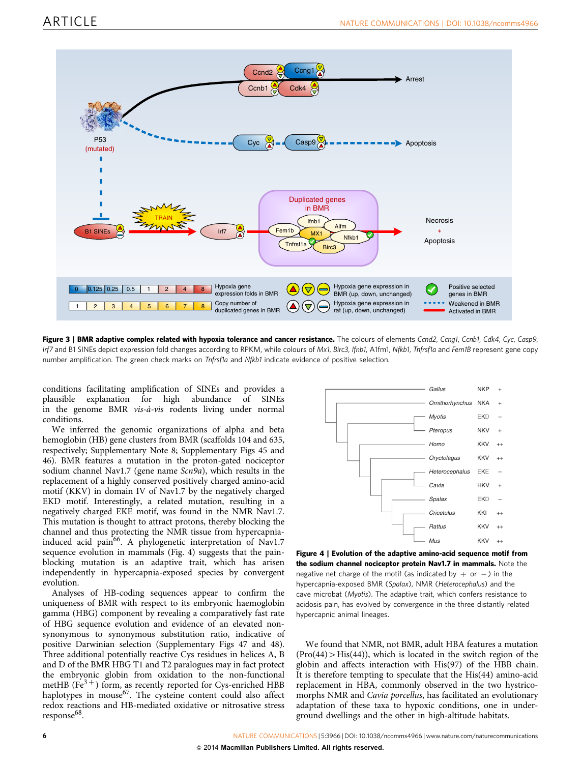**Figure 3 | BMR adaptive complex related with hypoxia tolerance and cancer resistance.** The colours of elements *Ccnd2*, *Ccng1*, *Ccnb1*, *Cdk4*, *Cyc*, *Casp9*, *Irf7* and B1 SINEs depict expression fold changes according to RPKM, while colours of *Mx1*, *Birc3*, *Ifnb1*, A1fm1, *Nfkb1*, *Tnfrsf1a* and *Fem1B* represent gene copy number amplification. The green check marks on *Tnfrsf1a* and *Nfkb1* indicate evidence of positive selection.

conditions facilitating amplification of SINEs and provides a plausible explanation for high abundance of SINEs in the genome BMR *vis-à-vis* rodents living under normal conditions.

We inferred the genomic organizations of alpha and beta hemoglobin (HB) gene clusters from BMR (scaffolds 104 and 635, respectively; Supplementary Note 8; Supplementary Figs 45 and 46). BMR features a mutation in the proton-gated nociceptor sodium channel Nav1.7 (gene name *Scn9a*), which results in the replacement of a highly conserved positively charged amino-acid motif (KKV) in domain IV of Nav1.7 by the negatively charged EKD motif. Interestingly, a related mutation, resulting in a negatively charged EKE motif, was found in the NMR Nav1.7. This mutation is thought to attract protons, thereby blocking the channel and thus protecting the NMR tissue from hypercapnia-induced acid pain[66]. A phylogenetic interpretation of Nav1.7 sequence evolution in mammals (Fig. 4) suggests that the pain-blocking mutation is an adaptive trait, which has arisen independently in hypercapnia-exposed species by convergent evolution.

Analyses of HB-coding sequences appear to confirm the uniqueness of BMR with respect to its embryonic haemoglobin gamma (HBG) component by revealing a comparatively fast rate of HBG sequence evolution and evidence of an elevated non-synonymous to synonymous substitution ratio, indicative of positive Darwinian selection (Supplementary Figs 47 and 48). Three additional potentially reactive Cys residues in helices A, B and D of the BMR HBG T1 and T2 paralogues may in fact protect the embryonic globin from oxidation to the non-functional metHB ($Fe^{3+}$) form, as recently reported for Cys-enriched HBB haplotypes in mouse[67]. The cysteine content could also affect redox reactions and HB-mediated oxidative or nitrosative stress response[68].

**Figure 4 | Evolution of the adaptive amino-acid sequence motif from the sodium channel nociceptor protein Nav1.7 in mammals.** Note the negative net charge of the motif (as indicated by + or −) in the hypercapnia-exposed BMR (*Spalax*), NMR (*Heterocephalus*) and the cave microbat (*Myotis*). The adaptive trait, which confers resistance to acidosis pain, has evolved by convergence in the three distantly related hypercapnic animal lineages.

We found that NMR, not BMR, adult HBA features a mutation (Pro(44) > His(44)), which is located in the switch region of the globin and affects interaction with His(97) of the HBB chain. It is therefore tempting to speculate that the His(44) amino-acid replacement in HBA, commonly observed in the two hystricomorphs NMR and *Cavia porcellus*, has facilitated an evolutionary adaptation of these taxa to hypoxic conditions, one in underground dwellings and the other in high-altitude habitats.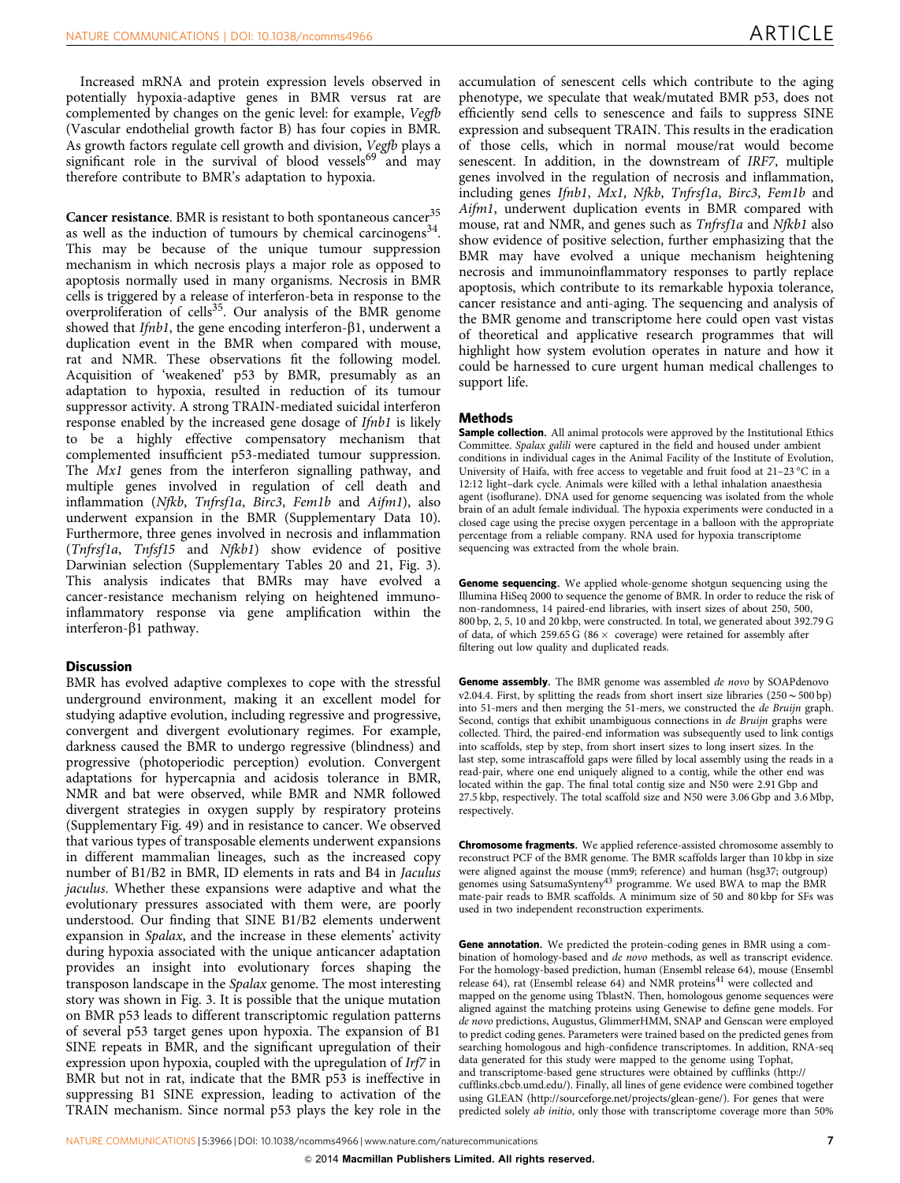Increased mRNA and protein expression levels observed in potentially hypoxia-adaptive genes in BMR versus rat are complemented by changes on the genic level: for example, *Vegfb* (Vascular endothelial growth factor B) has four copies in BMR. As growth factors regulate cell growth and division, *Vegfb* plays a significant role in the survival of blood vessels[69] and may therefore contribute to BMR's adaptation to hypoxia.

**Cancer resistance**. BMR is resistant to both spontaneous cancer[35] as well as the induction of tumours by chemical carcinogens[34]. This may be because of the unique tumour suppression mechanism in which necrosis plays a major role as opposed to apoptosis normally used in many organisms. Necrosis in BMR cells is triggered by a release of interferon-beta in response to the overproliferation of cells[35]. Our analysis of the BMR genome showed that *Ifnb1*, the gene encoding interferon-β1, underwent a duplication event in the BMR when compared with mouse, rat and NMR. These observations fit the following model. Acquisition of 'weakened' p53 by BMR, presumably as an adaptation to hypoxia, resulted in reduction of its tumour suppressor activity. A strong TRAIN-mediated suicidal interferon response enabled by the increased gene dosage of *Ifnb1* is likely to be a highly effective compensatory mechanism that complemented insufficient p53-mediated tumour suppression. The *Mx1* genes from the interferon signalling pathway, and multiple genes involved in regulation of cell death and inflammation (*Nfkb*, *Tnfrsf1a*, *Birc3*, *Fem1b* and *Aifm1*), also underwent expansion in the BMR (Supplementary Data 10). Furthermore, three genes involved in necrosis and inflammation (*Tnfrsf1a*, *Tnfsf15* and *Nfkb1*) show evidence of positive Darwinian selection (Supplementary Tables 20 and 21, Fig. 3). This analysis indicates that BMRs may have evolved a cancer-resistance mechanism relying on heightened immuno-inflammatory response via gene amplification within the interferon-β1 pathway.

## Discussion

BMR has evolved adaptive complexes to cope with the stressful underground environment, making it an excellent model for studying adaptive evolution, including regressive and progressive, convergent and divergent evolutionary regimes. For example, darkness caused the BMR to undergo regressive (blindness) and progressive (photoperiodic perception) evolution. Convergent adaptations for hypercapnia and acidosis tolerance in BMR, NMR and bat were observed, while BMR and NMR followed divergent strategies in oxygen supply by respiratory proteins (Supplementary Fig. 49) and in resistance to cancer. We observed that various types of transposable elements underwent expansions in different mammalian lineages, such as the increased copy number of B1/B2 in BMR, ID elements in rats and B4 in *Jaculus jaculus*. Whether these expansions were adaptive and what the evolutionary pressures associated with them were, are poorly understood. Our finding that SINE B1/B2 elements underwent expansion in *Spalax*, and the increase in these elements' activity during hypoxia associated with the unique anticancer adaptation provides an insight into evolutionary forces shaping the transposon landscape in the *Spalax* genome. The most interesting story was shown in Fig. 3. It is possible that the unique mutation on BMR p53 leads to different transcriptomic regulation patterns of several p53 target genes upon hypoxia. The expansion of B1 SINE repeats in BMR, and the significant upregulation of their expression upon hypoxia, coupled with the upregulation of *Irf7* in BMR but not in rat, indicate that the BMR p53 is ineffective in suppressing B1 SINE expression, leading to activation of the TRAIN mechanism. Since normal p53 plays the key role in the accumulation of senescent cells which contribute to the aging phenotype, we speculate that weak/mutated BMR p53, does not efficiently send cells to senescence and fails to suppress SINE expression and subsequent TRAIN. This results in the eradication of those cells, which in normal mouse/rat would become senescent. In addition, in the downstream of *IRF7*, multiple genes involved in the regulation of necrosis and inflammation, including genes *Ifnb1*, *Mx1*, *Nfkb*, *Tnfrsf1a*, *Birc3*, *Fem1b* and *Aifm1*, underwent duplication events in BMR compared with mouse, rat and NMR, and genes such as *Tnfrsf1a* and *Nfkb1* also show evidence of positive selection, further emphasizing that the BMR may have evolved a unique mechanism heightening necrosis and immunoinflammatory responses to partly replace apoptosis, which contribute to its remarkable hypoxia tolerance, cancer resistance and anti-aging. The sequencing and analysis of the BMR genome and transcriptome here could open vast vistas of theoretical and applicative research programmes that will highlight how system evolution operates in nature and how it could be harnessed to cure urgent human medical challenges to support life.

## Methods

**Sample collection.** All animal protocols were approved by the Institutional Ethics Committee. *Spalax galili* were captured in the field and housed under ambient conditions in individual cages in the Animal Facility of the Institute of Evolution, University of Haifa, with free access to vegetable and fruit food at 21–23 °C in a 12:12 light–dark cycle. Animals were killed with a lethal inhalation anaesthesia agent (isoflurane). DNA used for genome sequencing was isolated from the whole brain of an adult female individual. The hypoxia experiments were conducted in a closed cage using the precise oxygen percentage in a balloon with the appropriate percentage from a reliable company. RNA used for hypoxia transcriptome sequencing was extracted from the whole brain.

**Genome sequencing.** We applied whole-genome shotgun sequencing using the Illumina HiSeq 2000 to sequence the genome of BMR. In order to reduce the risk of non-randomness, 14 paired-end libraries, with insert sizes of about 250, 500, 800 bp, 2, 5, 10 and 20 kbp, were constructed. In total, we generated about 392.79 G of data, of which 259.65 G (86 × coverage) were retained for assembly after filtering out low quality and duplicated reads.

**Genome assembly.** The BMR genome was assembled *de novo* by SOAPdenovo v2.04.4. First, by splitting the reads from short insert size libraries (250 ~ 500 bp) into 51-mers and then merging the 51-mers, we constructed the *de Bruijn* graph. Second, contigs that exhibit unambiguous connections in *de Bruijn* graphs were collected. Third, the paired-end information was subsequently used to link contigs into scaffolds, step by step, from short insert sizes to long insert sizes. In the last step, some intrascaffold gaps were filled by local assembly using the reads in a read-pair, where one end uniquely aligned to a contig, while the other end was located within the gap. The final total contig size and N50 were 2.91 Gbp and 27.5 kbp, respectively. The total scaffold size and N50 were 3.06 Gbp and 3.6 Mbp, respectively.

**Chromosome fragments.** We applied reference-assisted chromosome assembly to reconstruct PCF of the BMR genome. The BMR scaffolds larger than 10 kbp in size were aligned against the mouse (mm9; reference) and human (hsg37; outgroup) genomes using SatsumaSynteny[43] programme. We used BWA to map the BMR mate-pair reads to BMR scaffolds. A minimum size of 50 and 80 kbp for SFs was used in two independent reconstruction experiments.

**Gene annotation.** We predicted the protein-coding genes in BMR using a combination of homology-based and *de novo* methods, as well as transcript evidence. For the homology-based prediction, human (Ensembl release 64), mouse (Ensembl release 64), rat (Ensembl release 64) and NMR proteins[41] were collected and mapped on the genome using TblastN. Then, homologous genome sequences were aligned against the matching proteins using Genewise to define gene models. For *de novo* predictions, Augustus, GlimmerHMM, SNAP and Genscan were employed to predict coding genes. Parameters were trained based on the predicted genes from searching homologous and high-confidence transcriptomes. In addition, RNA-seq data generated for this study were mapped to the genome using Tophat, and transcriptome-based gene structures were obtained by cufflinks (http://cufflinks.cbcb.umd.edu/). Finally, all lines of gene evidence were combined together using GLEAN (http://sourceforge.net/projects/glean-gene/). For genes that were predicted solely *ab initio*, only those with transcriptome coverage more than 50%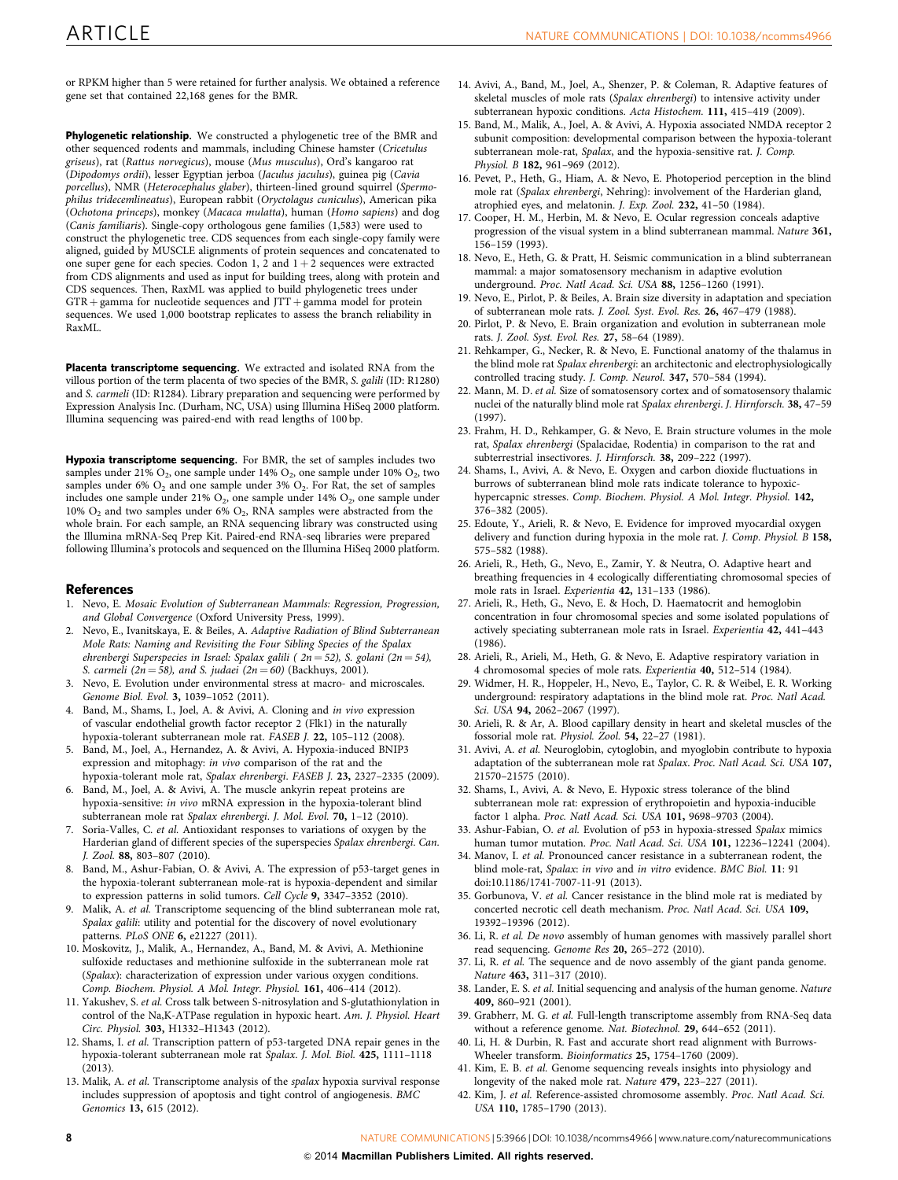or RPKM higher than 5 were retained for further analysis. We obtained a reference gene set that contained 22,168 genes for the BMR.

**Phylogenetic relationship.** We constructed a phylogenetic tree of the BMR and other sequenced rodents and mammals, including Chinese hamster (*Cricetulus griseus*), rat (*Rattus norvegicus*), mouse (*Mus musculus*), Ord's kangaroo rat (*Dipodomys ordii*), lesser Egyptian jerboa (*Jaculus jaculus*), guinea pig (*Cavia porcellus*), NMR (*Heterocephalus glaber*), thirteen-lined ground squirrel (*Spermophilus tridecemlineatus*), European rabbit (*Oryctolagus cuniculus*), American pika (*Ochotona princeps*), monkey (*Macaca mulatta*), human (*Homo sapiens*) and dog (*Canis familiaris*). Single-copy orthologous gene families (1,583) were used to construct the phylogenetic tree. CDS sequences from each single-copy family were aligned, guided by MUSCLE alignments of protein sequences and concatenated to one super gene for each species. Codon 1, 2 and 1 + 2 sequences were extracted from CDS alignments and used as input for building trees, along with protein and CDS sequences. Then, RaxML was applied to build phylogenetic trees under GTR + gamma for nucleotide sequences and JTT + gamma model for protein sequences. We used 1,000 bootstrap replicates to assess the branch reliability in RaxML.

**Placenta transcriptome sequencing.** We extracted and isolated RNA from the villous portion of the term placenta of two species of the BMR, *S. galili* (ID: R1280) and *S. carmeli* (ID: R1284). Library preparation and sequencing were performed by Expression Analysis Inc. (Durham, NC, USA) using Illumina HiSeq 2000 platform. Illumina sequencing was paired-end with read lengths of 100 bp.

**Hypoxia transcriptome sequencing.** For BMR, the set of samples includes two samples under 21% $O_2$, one sample under 14% $O_2$, one sample under 10% $O_2$, two samples under 6% $O_2$ and one sample under 3% $O_2$. For Rat, the set of samples includes one sample under 21% $O_2$, one sample under 14% $O_2$, one sample under 10% $O_2$ and two samples under 6% $O_2$, RNA samples were abstracted from the whole brain. For each sample, an RNA sequencing library was constructed using the Illumina mRNA-Seq Prep Kit. Paired-end RNA-seq libraries were prepared following Illumina's protocols and sequenced on the Illumina HiSeq 2000 platform.

## References

1. Nevo, E. *Mosaic Evolution of Subterranean Mammals: Regression, Progression, and Global Convergence* (Oxford University Press, 1999).
2. Nevo, E., Ivanitskaya, E. & Beiles, A. *Adaptive Radiation of Blind Subterranean Mole Rats: Naming and Revisiting the Four Sibling Species of the Spalax ehrenbergi Superspecies in Israel: Spalax galili (2n = 52), S. golani (2n = 54), S. carmeli (2n = 58), and S. judaei (2n = 60)* (Backhuys, 2001).
3. Nevo, E. Evolution under environmental stress at macro- and microscales. *Genome Biol. Evol.* **3,** 1039–1052 (2011).
4. Band, M., Shams, I., Joel, A. & Avivi, A. Cloning and *in vivo* expression of vascular endothelial growth factor receptor 2 (Flk1) in the naturally hypoxia-tolerant subterranean mole rat. *FASEB J.* **22,** 105–112 (2008).
5. Band, M., Joel, A., Hernandez, A. & Avivi, A. Hypoxia-induced BNIP3 expression and mitophagy: *in vivo* comparison of the rat and the hypoxia-tolerant mole rat, *Spalax ehrenbergi*. *FASEB J.* **23,** 2327–2335 (2009).
6. Band, M., Joel, A. & Avivi, A. The muscle ankyrin repeat proteins are hypoxia-sensitive: *in vivo* mRNA expression in the hypoxia-tolerant blind subterranean mole rat *Spalax ehrenbergi*. *J. Mol. Evol.* **70,** 1–12 (2010).
7. Soria-Valles, C. *et al.* Antioxidant responses to variations of oxygen by the Harderian gland of different species of the superspecies *Spalax ehrenbergi*. *Can. J. Zool.* **88,** 803–807 (2010).
8. Band, M., Ashur-Fabian, O. & Avivi, A. The expression of p53-target genes in the hypoxia-tolerant subterranean mole-rat is hypoxia-dependent and similar to expression patterns in solid tumors. *Cell Cycle* **9,** 3347–3352 (2010).
9. Malik, A. *et al.* Transcriptome sequencing of the blind subterranean mole rat, *Spalax galili*: utility and potential for the discovery of novel evolutionary patterns. *PLoS ONE* **6,** e21227 (2011).
10. Moskovitz, J., Malik, A., Hernandez, A., Band, M. & Avivi, A. Methionine sulfoxide reductases and methionine sulfoxide in the subterranean mole rat (*Spalax*): characterization of expression under various oxygen conditions. *Comp. Biochem. Physiol. A Mol. Integr. Physiol.* **161,** 406–414 (2012).
11. Yakushev, S. *et al.* Cross talk between S-nitrosylation and S-glutathionylation in control of the Na,K-ATPase regulation in hypoxic heart. *Am. J. Physiol. Heart Circ. Physiol.* **303,** H1332–H1343 (2012).
12. Shams, I. *et al.* Transcription pattern of p53-targeted DNA repair genes in the hypoxia-tolerant subterranean mole rat *Spalax*. *J. Mol. Biol.* **425,** 1111–1118 (2013).
13. Malik, A. *et al.* Transcriptome analysis of the *spalax* hypoxia survival response includes suppression of apoptosis and tight control of angiogenesis. *BMC Genomics* **13,** 615 (2012).
14. Avivi, A., Band, M., Joel, A., Shenzer, P. & Coleman, R. Adaptive features of skeletal muscles of mole rats (*Spalax ehrenbergi*) to intensive activity under subterranean hypoxic conditions. *Acta Histochem.* **111,** 415–419 (2009).
15. Band, M., Malik, A., Joel, A. & Avivi, A. Hypoxia associated NMDA receptor 2 subunit composition: developmental comparison between the hypoxia-tolerant subterranean mole-rat, *Spalax*, and the hypoxia-sensitive rat. *J. Comp. Physiol. B* **182,** 961–969 (2012).
16. Pevet, P., Heth, G., Hiam, A. & Nevo, E. Photoperiod perception in the blind mole rat (*Spalax ehrenbergi*, Nehring): involvement of the Harderian gland, atrophied eyes, and melatonin. *J. Exp. Zool.* **232,** 41–50 (1984).
17. Cooper, H. M., Herbin, M. & Nevo, E. Ocular regression conceals adaptive progression of the visual system in a blind subterranean mammal. *Nature* **361,** 156–159 (1993).
18. Nevo, E., Heth, G. & Pratt, H. Seismic communication in a blind subterranean mammal: a major somatosensory mechanism in adaptive evolution underground. *Proc. Natl Acad. Sci. USA* **88,** 1256–1260 (1991).
19. Nevo, E., Pirlot, P. & Beiles, A. Brain size diversity in adaptation and speciation of subterranean mole rats. *J. Zool. Syst. Evol. Res.* **26,** 467–479 (1988).
20. Pirlot, P. & Nevo, E. Brain organization and evolution in subterranean mole rats. *J. Zool. Syst. Evol. Res.* **27,** 58–64 (1989).
21. Rehkamper, G., Necker, R. & Nevo, E. Functional anatomy of the thalamus in the blind mole rat *Spalax ehrenbergi*: an architectonic and electrophysiologically controlled tracing study. *J. Comp. Neurol.* **347,** 570–584 (1994).
22. Mann, M. D. *et al.* Size of somatosensory cortex and of somatosensory thalamic nuclei of the naturally blind mole rat *Spalax ehrenbergi*. *J. Hirnforsch.* **38,** 47–59 (1997).
23. Frahm, H. D., Rehkamper, G. & Nevo, E. Brain structure volumes in the mole rat, *Spalax ehrenbergi* (Spalacidae, Rodentia) in comparison to the rat and subterrestrial insectivores. *J. Hirnforsch.* **38,** 209–222 (1997).
24. Shams, I., Avivi, A. & Nevo, E. Oxygen and carbon dioxide fluctuations in burrows of subterranean blind mole rats indicate tolerance to hypoxic-hypercapnic stresses. *Comp. Biochem. Physiol. A Mol. Integr. Physiol.* **142,** 376–382 (2005).
25. Edoute, Y., Arieli, R. & Nevo, E. Evidence for improved myocardial oxygen delivery and function during hypoxia in the mole rat. *J. Comp. Physiol. B* **158,** 575–582 (1988).
26. Arieli, R., Heth, G., Nevo, E., Zamir, Y. & Neutra, O. Adaptive heart and breathing frequencies in 4 ecologically differentiating chromosomal species of mole rats in Israel. *Experientia* **42,** 131–133 (1986).
27. Arieli, R., Heth, G., Nevo, E. & Hoch, D. Haematocrit and hemoglobin concentration in four chromosomal species and some isolated populations of actively speciating subterranean mole rats in Israel. *Experientia* **42,** 441–443 (1986).
28. Arieli, R., Arieli, M., Heth, G. & Nevo, E. Adaptive respiratory variation in 4 chromosomal species of mole rats. *Experientia* **40,** 512–514 (1984).
29. Widmer, H. R., Hoppeler, H., Nevo, E., Taylor, C. R. & Weibel, E. R. Working underground: respiratory adaptations in the blind mole rat. *Proc. Natl Acad. Sci. USA* **94,** 2062–2067 (1997).
30. Arieli, R. & Ar, A. Blood capillary density in heart and skeletal muscles of the fossorial mole rat. *Physiol. Zool.* **54,** 22–27 (1981).
31. Avivi, A. *et al.* Neuroglobin, cytoglobin, and myoglobin contribute to hypoxia adaptation of the subterranean mole rat *Spalax*. *Proc. Natl Acad. Sci. USA* **107,** 21570–21575 (2010).
32. Shams, I., Avivi, A. & Nevo, E. Hypoxic stress tolerance of the blind subterranean mole rat: expression of erythropoietin and hypoxia-inducible factor 1 alpha. *Proc. Natl Acad. Sci. USA* **101,** 9698–9703 (2004).
33. Ashur-Fabian, O. *et al.* Evolution of p53 in hypoxia-stressed *Spalax* mimics human tumor mutation. *Proc. Natl Acad. Sci. USA* **101,** 12236–12241 (2004).
34. Manov, I. *et al.* Pronounced cancer resistance in a subterranean rodent, the blind mole-rat, *Spalax*: *in vivo* and *in vitro* evidence. *BMC Biol.* **11**: 91 doi:10.1186/1741-7007-11-91 (2013).
35. Gorbunova, V. *et al.* Cancer resistance in the blind mole rat is mediated by concerted necrotic cell death mechanism. *Proc. Natl Acad. Sci. USA* **109,** 19392–19396 (2012).
36. Li, R. *et al. De novo* assembly of human genomes with massively parallel short read sequencing. *Genome Res* **20,** 265–272 (2010).
37. Li, R. *et al.* The sequence and de novo assembly of the giant panda genome. *Nature* **463,** 311–317 (2010).
38. Lander, E. S. *et al.* Initial sequencing and analysis of the human genome. *Nature* **409,** 860–921 (2001).
39. Grabherr, M. G. *et al.* Full-length transcriptome assembly from RNA-Seq data without a reference genome. *Nat. Biotechnol.* **29,** 644–652 (2011).
40. Li, H. & Durbin, R. Fast and accurate short read alignment with Burrows-Wheeler transform. *Bioinformatics* **25,** 1754–1760 (2009).
41. Kim, E. B. *et al.* Genome sequencing reveals insights into physiology and longevity of the naked mole rat. *Nature* **479,** 223–227 (2011).
42. Kim, J. *et al.* Reference-assisted chromosome assembly. *Proc. Natl Acad. Sci. USA* **110,** 1785–1790 (2013).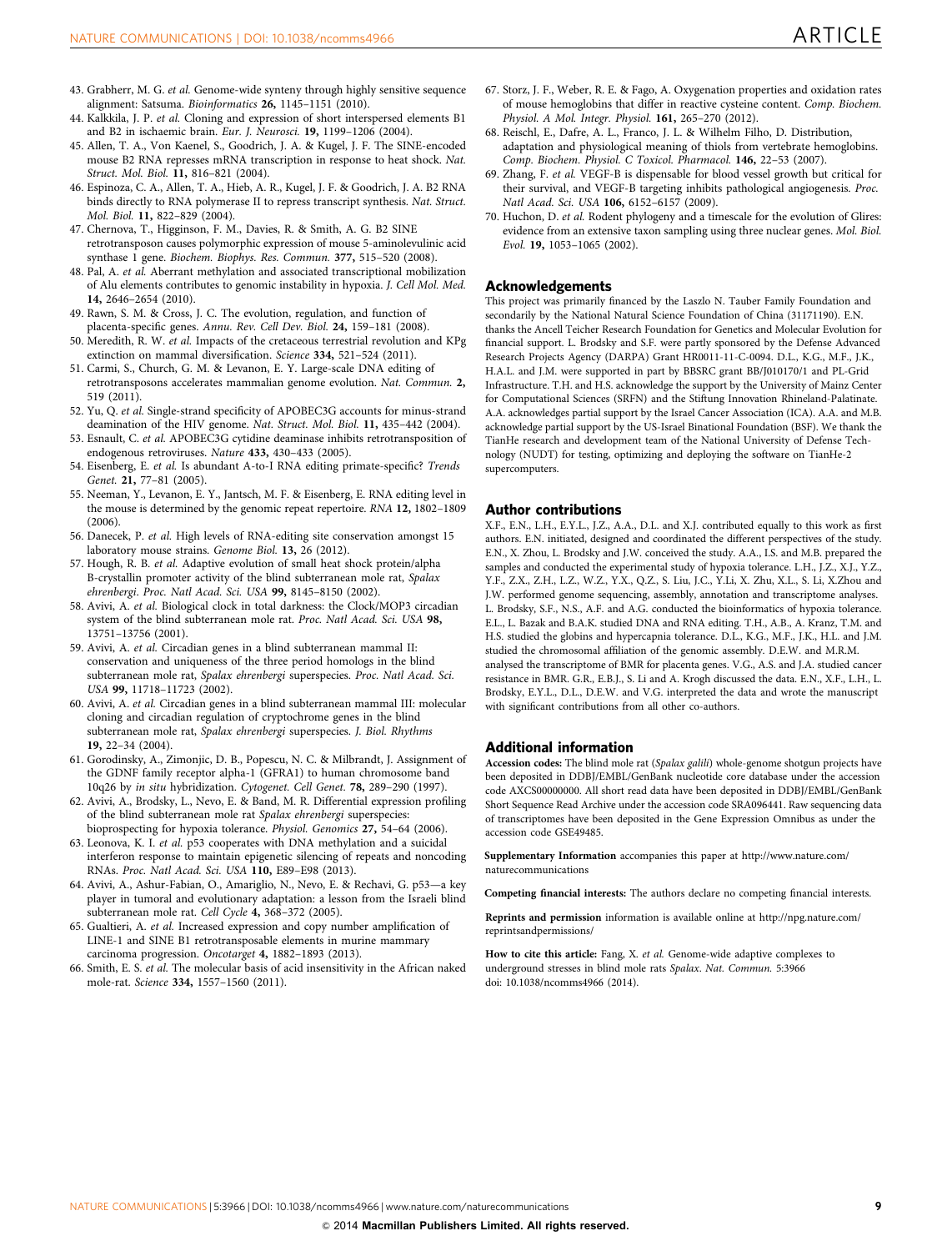43. Grabherr, M. G. *et al.* Genome-wide synteny through highly sensitive sequence alignment: Satsuma. *Bioinformatics* **26,** 1145–1151 (2010).
44. Kalkkila, J. P. *et al.* Cloning and expression of short interspersed elements B1 and B2 in ischaemic brain. *Eur. J. Neurosci.* **19,** 1199–1206 (2004).
45. Allen, T. A., Von Kaenel, S., Goodrich, J. A. & Kugel, J. F. The SINE-encoded mouse B2 RNA represses mRNA transcription in response to heat shock. *Nat. Struct. Mol. Biol.* **11,** 816–821 (2004).
46. Espinoza, C. A., Allen, T. A., Hieb, A. R., Kugel, J. F. & Goodrich, J. A. B2 RNA binds directly to RNA polymerase II to repress transcript synthesis. *Nat. Struct. Mol. Biol.* **11,** 822–829 (2004).
47. Chernova, T., Higginson, F. M., Davies, R. & Smith, A. G. B2 SINE retrotransposon causes polymorphic expression of mouse 5-aminolevulinic acid synthase 1 gene. *Biochem. Biophys. Res. Commun.* **377,** 515–520 (2008).
48. Pal, A. *et al.* Aberrant methylation and associated transcriptional mobilization of Alu elements contributes to genomic instability in hypoxia. *J. Cell Mol. Med.* **14,** 2646–2654 (2010).
49. Rawn, S. M. & Cross, J. C. The evolution, regulation, and function of placenta-specific genes. *Annu. Rev. Cell Dev. Biol.* **24,** 159–181 (2008).
50. Meredith, R. W. *et al.* Impacts of the cretaceous terrestrial revolution and KPg extinction on mammal diversification. *Science* **334,** 521–524 (2011).
51. Carmi, S., Church, G. M. & Levanon, E. Y. Large-scale DNA editing of retrotransposons accelerates mammalian genome evolution. *Nat. Commun.* **2,** 519 (2011).
52. Yu, Q. *et al.* Single-strand specificity of APOBEC3G accounts for minus-strand deamination of the HIV genome. *Nat. Struct. Mol. Biol.* **11,** 435–442 (2004).
53. Esnault, C. *et al.* APOBEC3G cytidine deaminase inhibits retrotransposition of endogenous retroviruses. *Nature* **433,** 430–433 (2005).
54. Eisenberg, E. *et al.* Is abundant A-to-I RNA editing primate-specific? *Trends Genet.* **21,** 77–81 (2005).
55. Neeman, Y., Levanon, E. Y., Jantsch, M. F. & Eisenberg, E. RNA editing level in the mouse is determined by the genomic repeat repertoire. *RNA* **12,** 1802–1809 (2006).
56. Danecek, P. *et al.* High levels of RNA-editing site conservation amongst 15 laboratory mouse strains. *Genome Biol.* **13,** 26 (2012).
57. Hough, R. B. *et al.* Adaptive evolution of small heat shock protein/alpha B-crystallin promoter activity of the blind subterranean mole rat, *Spalax ehrenbergi*. *Proc. Natl Acad. Sci. USA* **99,** 8145–8150 (2002).
58. Avivi, A. *et al.* Biological clock in total darkness: the Clock/MOP3 circadian system of the blind subterranean mole rat. *Proc. Natl Acad. Sci. USA* **98,** 13751–13756 (2001).
59. Avivi, A. *et al.* Circadian genes in a blind subterranean mammal II: conservation and uniqueness of the three period homologs in the blind subterranean mole rat, *Spalax ehrenbergi* superspecies. *Proc. Natl Acad. Sci. USA* **99,** 11718–11723 (2002).
60. Avivi, A. *et al.* Circadian genes in a blind subterranean mammal III: molecular cloning and circadian regulation of cryptochrome genes in the blind subterranean mole rat, *Spalax ehrenbergi* superspecies. *J. Biol. Rhythms* **19,** 22–34 (2004).
61. Gorodinsky, A., Zimonjic, D. B., Popescu, N. C. & Milbrandt, J. Assignment of the GDNF family receptor alpha-1 (GFRA1) to human chromosome band 10q26 by *in situ* hybridization. *Cytogenet. Cell Genet.* **78,** 289–290 (1997).
62. Avivi, A., Brodsky, L., Nevo, E. & Band, M. R. Differential expression profiling of the blind subterranean mole rat *Spalax ehrenbergi* superspecies: bioprospecting for hypoxia tolerance. *Physiol. Genomics* **27,** 54–64 (2006).
63. Leonova, K. I. *et al.* p53 cooperates with DNA methylation and a suicidal interferon response to maintain epigenetic silencing of repeats and noncoding RNAs. *Proc. Natl Acad. Sci. USA* **110,** E89–E98 (2013).
64. Avivi, A., Ashur-Fabian, O., Amariglio, N., Nevo, E. & Rechavi, G. p53—a key player in tumoral and evolutionary adaptation: a lesson from the Israeli blind subterranean mole rat. *Cell Cycle* **4,** 368–372 (2005).
65. Gualtieri, A. *et al.* Increased expression and copy number amplification of LINE-1 and SINE B1 retrotransposable elements in murine mammary carcinoma progression. *Oncotarget* **4,** 1882–1893 (2013).
66. Smith, E. S. *et al.* The molecular basis of acid insensitivity in the African naked mole-rat. *Science* **334,** 1557–1560 (2011).
67. Storz, J. F., Weber, R. E. & Fago, A. Oxygenation properties and oxidation rates of mouse hemoglobins that differ in reactive cysteine content. *Comp. Biochem. Physiol. A Mol. Integr. Physiol.* **161,** 265–270 (2012).
68. Reischl, E., Dafre, A. L., Franco, J. L. & Wilhelm Filho, D. Distribution, adaptation and physiological meaning of thiols from vertebrate hemoglobins. *Comp. Biochem. Physiol. C Toxicol. Pharmacol.* **146,** 22–53 (2007).
69. Zhang, F. *et al.* VEGF-B is dispensable for blood vessel growth but critical for their survival, and VEGF-B targeting inhibits pathological angiogenesis. *Proc. Natl Acad. Sci. USA* **106,** 6152–6157 (2009).
70. Huchon, D. *et al.* Rodent phylogeny and a timescale for the evolution of Glires: evidence from an extensive taxon sampling using three nuclear genes. *Mol. Biol. Evol.* **19,** 1053–1065 (2002).

## Acknowledgements

This project was primarily financed by the Laszlo N. Tauber Family Foundation and secondarily by the National Natural Science Foundation of China (31171190). E.N. thanks the Ancell Teicher Research Foundation for Genetics and Molecular Evolution for financial support. L. Brodsky and S.F. were partly sponsored by the Defense Advanced Research Projects Agency (DARPA) Grant HR0011-11-C-0094. D.L., K.G., M.F., J.K., H.A.L. and J.M. were supported in part by BBSRC grant BB/J010170/1 and PL-Grid Infrastructure. T.H. and H.S. acknowledge the support by the University of Mainz Center for Computational Sciences (SRFN) and the Stiftung Innovation Rhineland-Palatinate. A.A. acknowledges partial support by the Israel Cancer Association (ICA). A.A. and M.B. acknowledge partial support by the US-Israel Binational Foundation (BSF). We thank the TianHe research and development team of the National University of Defense Technology (NUDT) for testing, optimizing and deploying the software on TianHe-2 supercomputers.

## Author contributions

X.F., E.N., L.H., E.Y.L., J.Z., A.A., D.L. and X.J. contributed equally to this work as first authors. E.N. initiated, designed and coordinated the different perspectives of the study. E.N., X. Zhou, L. Brodsky and J.W. conceived the study. A.A., I.S. and M.B. prepared the samples and conducted the experimental study of hypoxia tolerance. L.H., J.Z., X.J., Y.Z., Y.F., Z.X., Z.H., L.Z., W.Z., Y.X., Q.Z., S. Liu, J.C., Y.Li, X. Zhu, X.L., S. Li, X.Zhou and J.W. performed genome sequencing, assembly, annotation and transcriptome analyses. L. Brodsky, S.F., N.S., A.F. and A.G. conducted the bioinformatics of hypoxia tolerance. E.L., L. Bazak and B.A.K. studied DNA and RNA editing. T.H., A.B., A. Kranz, T.M. and H.S. studied the globins and hypercapnia tolerance. D.L., K.G., M.F., J.K., H.L. and J.M. studied the chromosomal affiliation of the genomic assembly. D.E.W. and M.R.M. analysed the transcriptome of BMR for placenta genes. V.G., A.S. and J.A. studied cancer resistance in BMR. G.R., E.B.J., S. Li and A. Krogh discussed the data. E.N., X.F., L.H., L. Brodsky, E.Y.L., D.L., D.E.W. and V.G. interpreted the data and wrote the manuscript with significant contributions from all other co-authors.

## Additional information

**Accession codes:** The blind mole rat (*Spalax galili*) whole-genome shotgun projects have been deposited in DDBJ/EMBL/GenBank nucleotide code database under the accession code AXCS00000000. All short read data have been deposited in DDBJ/EMBL/GenBank Short Sequence Read Archive under the accession code SRA096441. Raw sequencing data of transcriptomes have been deposited in the Gene Expression Omnibus as under the accession code GSE49485.

**Supplementary Information** accompanies this paper at http://www.nature.com/naturecommunications

**Competing financial interests:** The authors declare no competing financial interests.

**Reprints and permission** information is available online at http://npg.nature.com/reprintsandpermissions/

**How to cite this article:** Fang, X. *et al.* Genome-wide adaptive complexes to underground stresses in blind mole rats *Spalax*. *Nat. Commun.* 5:3966 doi: 10.1038/ncomms4966 (2014).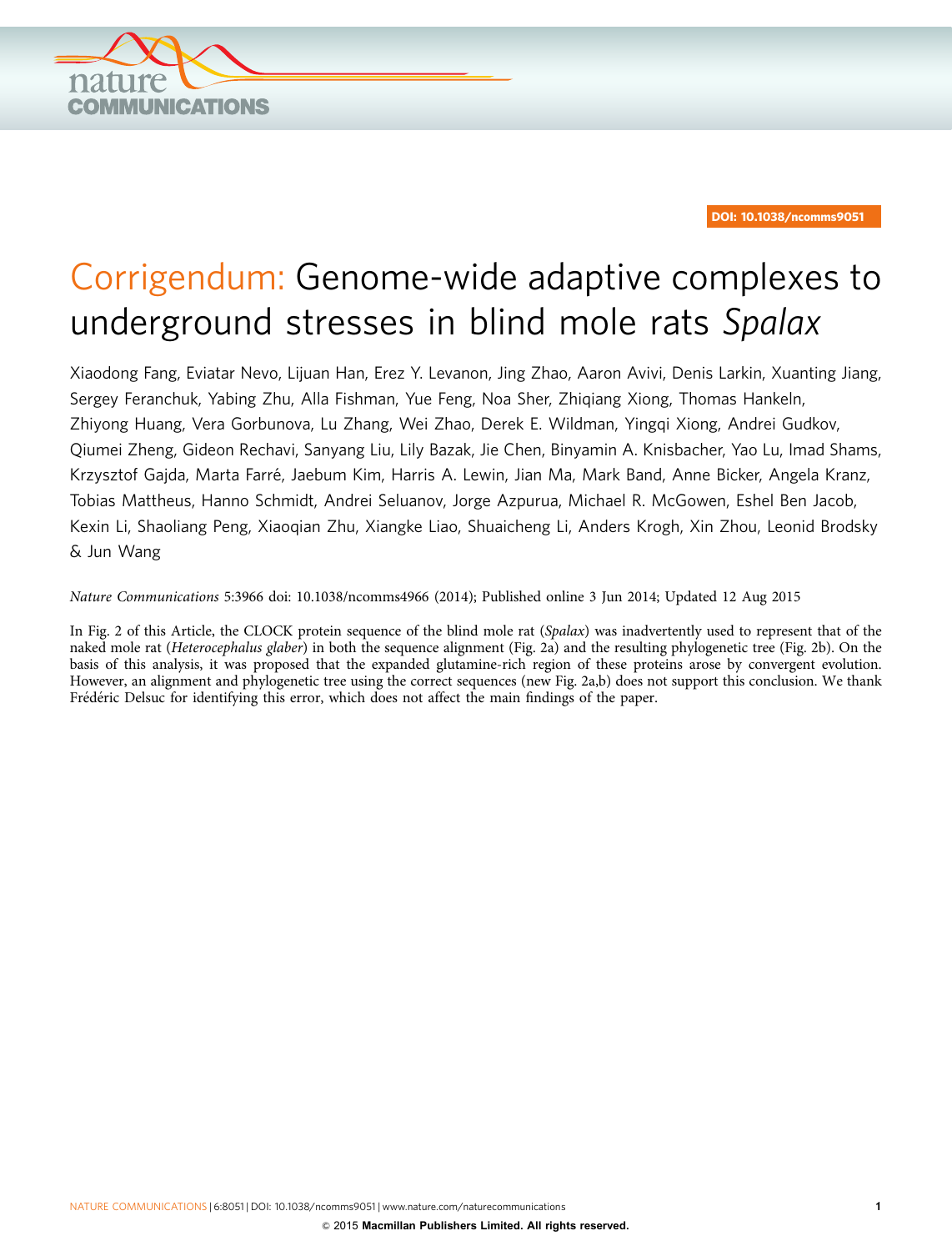DOI: 10.1038/ncomms9051

# Corrigendum: Genome-wide adaptive complexes to underground stresses in blind mole rats *Spalax*

Xiaodong Fang, Eviatar Nevo, Lijuan Han, Erez Y. Levanon, Jing Zhao, Aaron Avivi, Denis Larkin, Xuanting Jiang, Sergey Feranchuk, Yabing Zhu, Alla Fishman, Yue Feng, Noa Sher, Zhiqiang Xiong, Thomas Hankeln, Zhiyong Huang, Vera Gorbunova, Lu Zhang, Wei Zhao, Derek E. Wildman, Yingqi Xiong, Andrei Gudkov, Qiumei Zheng, Gideon Rechavi, Sanyang Liu, Lily Bazak, Jie Chen, Binyamin A. Knisbacher, Yao Lu, Imad Shams, Krzysztof Gajda, Marta Farré, Jaebum Kim, Harris A. Lewin, Jian Ma, Mark Band, Anne Bicker, Angela Kranz, Tobias Mattheus, Hanno Schmidt, Andrei Seluanov, Jorge Azpurua, Michael R. McGowen, Eshel Ben Jacob, Kexin Li, Shaoliang Peng, Xiaoqian Zhu, Xiangke Liao, Shuaicheng Li, Anders Krogh, Xin Zhou, Leonid Brodsky & Jun Wang

*Nature Communications* 5:3966 doi: 10.1038/ncomms4966 (2014); Published online 3 Jun 2014; Updated 12 Aug 2015

In Fig. 2 of this Article, the CLOCK protein sequence of the blind mole rat (*Spalax*) was inadvertently used to represent that of the naked mole rat (*Heterocephalus glaber*) in both the sequence alignment (Fig. 2a) and the resulting phylogenetic tree (Fig. 2b). On the basis of this analysis, it was proposed that the expanded glutamine-rich region of these proteins arose by convergent evolution. However, an alignment and phylogenetic tree using the correct sequences (new Fig. 2a,b) does not support this conclusion. We thank Frédéric Delsuc for identifying this error, which does not affect the main findings of the paper.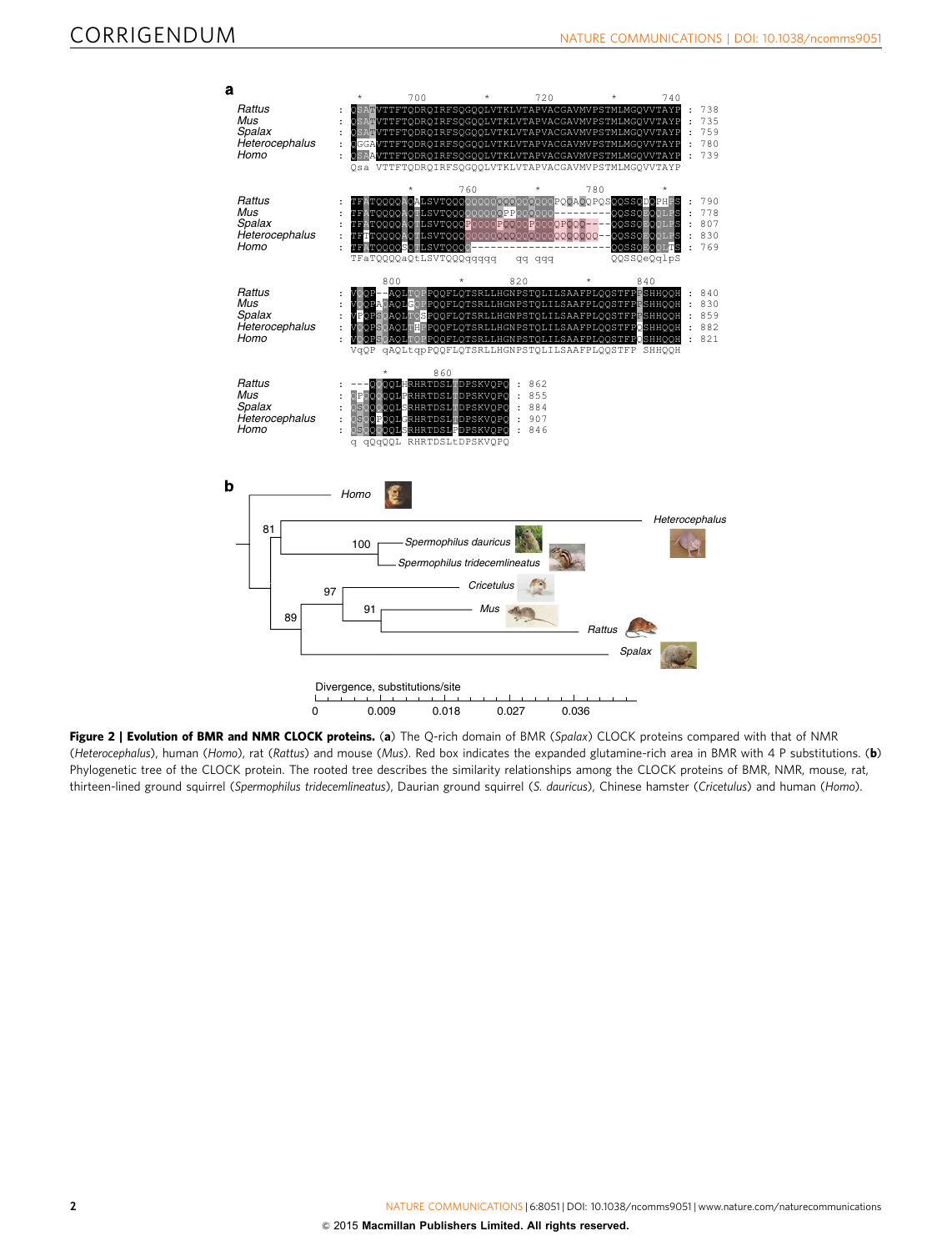a

Rattus
Mus
Spalax
Heterocephalus
Homo

b

Homo
Heterocephalus
Spermophilus dauricus
Spermophilus tridecemlineatus
Cricetulus
Mus
Rattus
Spalax
81
100
97
91
89

Divergence, substitutions/site
0
0.009
0.018
0.027
0.036

**Figure 2 | Evolution of BMR and NMR CLOCK proteins.** (**a**) The Q-rich domain of BMR (*Spalax*) CLOCK proteins compared with that of NMR (*Heterocephalus*), human (*Homo*), rat (*Rattus*) and mouse (*Mus*). Red box indicates the expanded glutamine-rich area in BMR with 4 P substitutions. (**b**) Phylogenetic tree of the CLOCK protein. The rooted tree describes the similarity relationships among the CLOCK proteins of BMR, NMR, mouse, rat, thirteen-lined ground squirrel (*Spermophilus tridecemlineatus*), Daurian ground squirrel (*S. dauricus*), Chinese hamster (*Cricetulus*) and human (*Homo*).

© 2015 Macmillan Publishers Limited. All rights reserved.